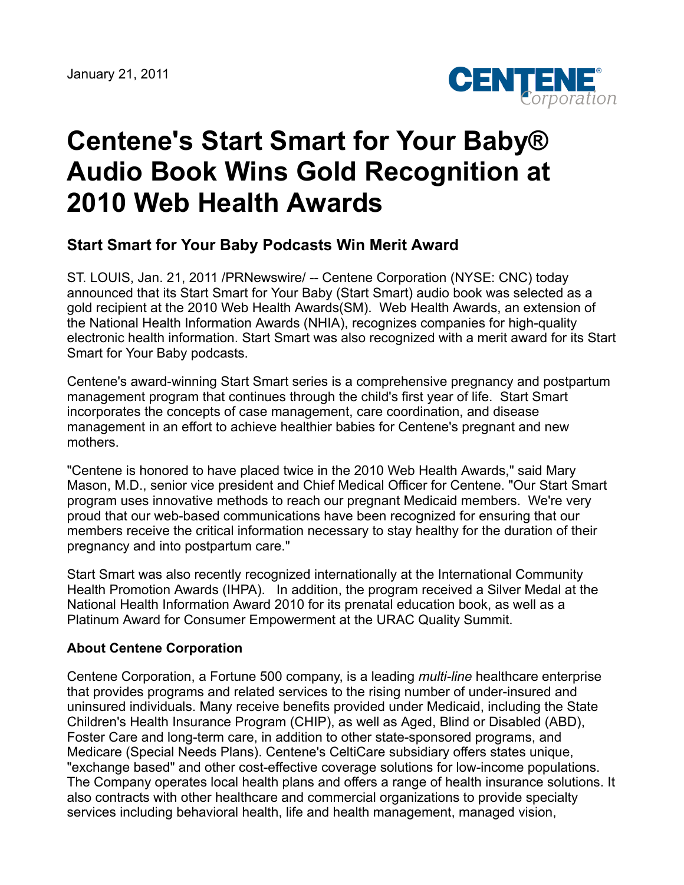January 21, 2011

# Centene's Start Smart for Your Baby® Audio Book Wins Gold Recognition at 2010 Web Health Awards

## Start Smart for Your Baby Podcasts Win Merit Award

ST. LOUIS, Jan. 21, 2011 /PRNewswire/ -- Centene Corporation (NYSE: CNC) today announced that its Start Smart for Your Baby (Start Smart) audio book was selected as a gold recipient at the 2010 Web Health Awards(SM). Web Health Awards, an extension of the National Health Information Awards (NHIA), recognizes companies for high-quality electronic health information. Start Smart was also recognized with a merit award for its Start Smart for Your Baby podcasts.

Centene's award-winning Start Smart series is a comprehensive pregnancy and postpartum management program that continues through the child's first year of life. Start Smart incorporates the concepts of case management, care coordination, and disease management in an effort to achieve healthier babies for Centene's pregnant and new mothers.

"Centene is honored to have placed twice in the 2010 Web Health Awards," said Mary Mason, M.D., senior vice president and Chief Medical Officer for Centene. "Our Start Smart program uses innovative methods to reach our pregnant Medicaid members. We're very proud that our web-based communications have been recognized for ensuring that our members receive the critical information necessary to stay healthy for the duration of their pregnancy and into postpartum care."

Start Smart was also recently recognized internationally at the International Community Health Promotion Awards (IHPA). In addition, the program received a Silver Medal at the National Health Information Award 2010 for its prenatal education book, as well as a Platinum Award for Consumer Empowerment at the URAC Quality Summit.

**About Centene Corporation**

Centene Corporation, a Fortune 500 company, is a leading *multi-line* healthcare enterprise that provides programs and related services to the rising number of under-insured and uninsured individuals. Many receive benefits provided under Medicaid, including the State Children's Health Insurance Program (CHIP), as well as Aged, Blind or Disabled (ABD), Foster Care and long-term care, in addition to other state-sponsored programs, and Medicare (Special Needs Plans). Centene's CeltiCare subsidiary offers states unique, "exchange based" and other cost-effective coverage solutions for low-income populations. The Company operates local health plans and offers a range of health insurance solutions. It also contracts with other healthcare and commercial organizations to provide specialty services including behavioral health, life and health management, managed vision,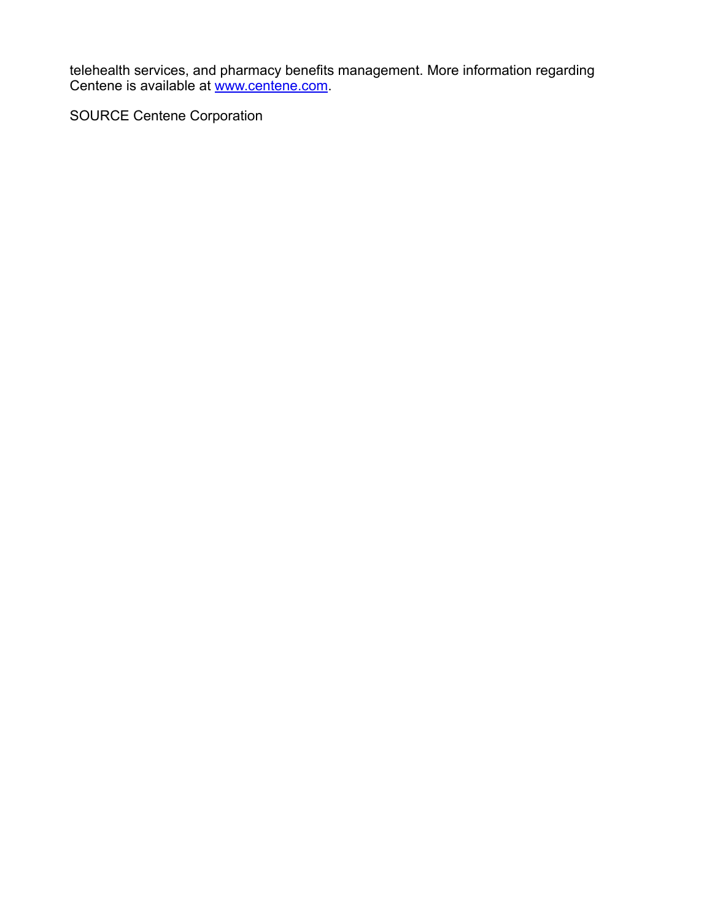telehealth services, and pharmacy benefits management. More information regarding Centene is available at [www.centene.com](http://www.centene.com).

SOURCE Centene Corporation